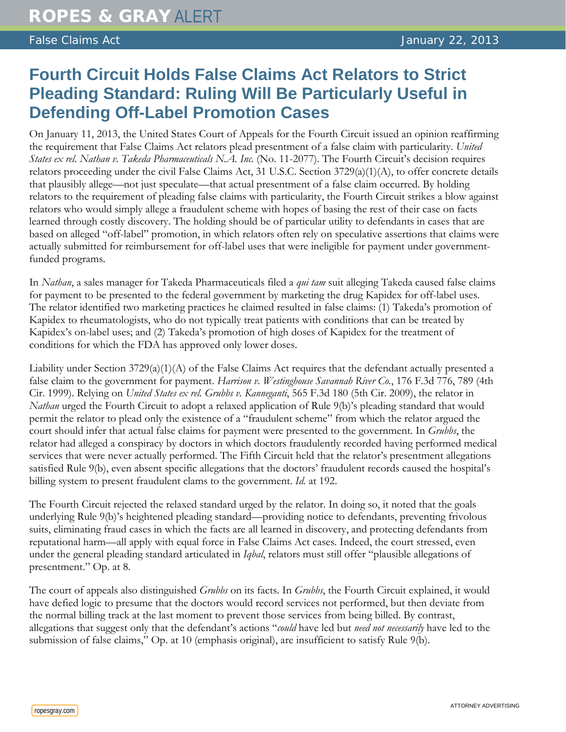ROPES & GRAY ALERT

False Claims Act January 22, 2013

# Fourth Circuit Holds False Claims Act Relators to Strict Pleading Standard: Ruling Will Be Particularly Useful in Defending Off-Label Promotion Cases

On January 11, 2013, the United States Court of Appeals for the Fourth Circuit issued an opinion reaffirming the requirement that False Claims Act relators plead presentment of a false claim with particularity. *United States ex rel. Nathan v. Takeda Pharmaceuticals N.A. Inc.* (No. 11-2077). The Fourth Circuit's decision requires relators proceeding under the civil False Claims Act, 31 U.S.C. Section 3729(a)(1)(A), to offer concrete details that plausibly allege—not just speculate—that actual presentment of a false claim occurred. By holding relators to the requirement of pleading false claims with particularity, the Fourth Circuit strikes a blow against relators who would simply allege a fraudulent scheme with hopes of basing the rest of their case on facts learned through costly discovery. The holding should be of particular utility to defendants in cases that are based on alleged "off-label" promotion, in which relators often rely on speculative assertions that claims were actually submitted for reimbursement for off-label uses that were ineligible for payment under government-funded programs.

In *Nathan*, a sales manager for Takeda Pharmaceuticals filed a *qui tam* suit alleging Takeda caused false claims for payment to be presented to the federal government by marketing the drug Kapidex for off-label uses. The relator identified two marketing practices he claimed resulted in false claims: (1) Takeda's promotion of Kapidex to rheumatologists, who do not typically treat patients with conditions that can be treated by Kapidex's on-label uses; and (2) Takeda's promotion of high doses of Kapidex for the treatment of conditions for which the FDA has approved only lower doses.

Liability under Section 3729(a)(1)(A) of the False Claims Act requires that the defendant actually presented a false claim to the government for payment. *Harrison v. Westinghouse Savannah River Co.*, 176 F.3d 776, 789 (4th Cir. 1999). Relying on *United States ex rel. Grubbs v. Kanneganti*, 565 F.3d 180 (5th Cir. 2009), the relator in *Nathan* urged the Fourth Circuit to adopt a relaxed application of Rule 9(b)'s pleading standard that would permit the relator to plead only the existence of a "fraudulent scheme" from which the relator argued the court should infer that actual false claims for payment were presented to the government. In *Grubbs*, the relator had alleged a conspiracy by doctors in which doctors fraudulently recorded having performed medical services that were never actually performed. The Fifth Circuit held that the relator's presentment allegations satisfied Rule 9(b), even absent specific allegations that the doctors' fraudulent records caused the hospital's billing system to present fraudulent clams to the government. *Id.* at 192.

The Fourth Circuit rejected the relaxed standard urged by the relator. In doing so, it noted that the goals underlying Rule 9(b)'s heightened pleading standard—providing notice to defendants, preventing frivolous suits, eliminating fraud cases in which the facts are all learned in discovery, and protecting defendants from reputational harm—all apply with equal force in False Claims Act cases. Indeed, the court stressed, even under the general pleading standard articulated in *Iqbal*, relators must still offer "plausible allegations of presentment." Op. at 8.

The court of appeals also distinguished *Grubbs* on its facts. In *Grubbs*, the Fourth Circuit explained, it would have defied logic to presume that the doctors would record services not performed, but then deviate from the normal billing track at the last moment to prevent those services from being billed. By contrast, allegations that suggest only that the defendant's actions "*could* have led but *need not necessarily* have led to the submission of false claims," Op. at 10 (emphasis original), are insufficient to satisfy Rule 9(b).

ropesgray.com

ATTORNEY ADVERTISING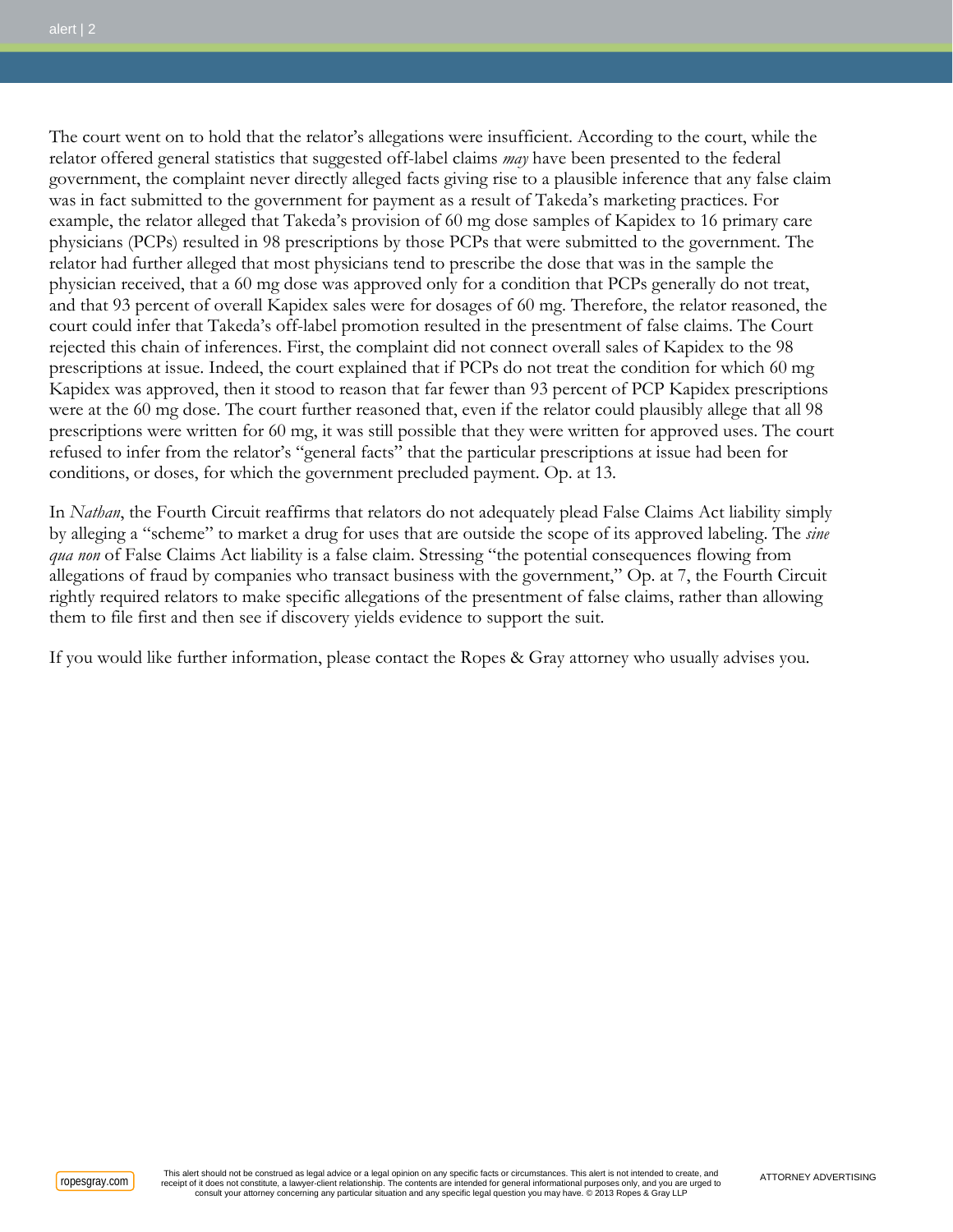The court went on to hold that the relator's allegations were insufficient. According to the court, while the relator offered general statistics that suggested off-label claims *may* have been presented to the federal government, the complaint never directly alleged facts giving rise to a plausible inference that any false claim was in fact submitted to the government for payment as a result of Takeda's marketing practices. For example, the relator alleged that Takeda's provision of 60 mg dose samples of Kapidex to 16 primary care physicians (PCPs) resulted in 98 prescriptions by those PCPs that were submitted to the government. The relator had further alleged that most physicians tend to prescribe the dose that was in the sample the physician received, that a 60 mg dose was approved only for a condition that PCPs generally do not treat, and that 93 percent of overall Kapidex sales were for dosages of 60 mg. Therefore, the relator reasoned, the court could infer that Takeda's off-label promotion resulted in the presentment of false claims. The Court rejected this chain of inferences. First, the complaint did not connect overall sales of Kapidex to the 98 prescriptions at issue. Indeed, the court explained that if PCPs do not treat the condition for which 60 mg Kapidex was approved, then it stood to reason that far fewer than 93 percent of PCP Kapidex prescriptions were at the 60 mg dose. The court further reasoned that, even if the relator could plausibly allege that all 98 prescriptions were written for 60 mg, it was still possible that they were written for approved uses. The court refused to infer from the relator's "general facts" that the particular prescriptions at issue had been for conditions, or doses, for which the government precluded payment. Op. at 13.

In *Nathan*, the Fourth Circuit reaffirms that relators do not adequately plead False Claims Act liability simply by alleging a "scheme" to market a drug for uses that are outside the scope of its approved labeling. The *sine qua non* of False Claims Act liability is a false claim. Stressing "the potential consequences flowing from allegations of fraud by companies who transact business with the government," Op. at 7, the Fourth Circuit rightly required relators to make specific allegations of the presentment of false claims, rather than allowing them to file first and then see if discovery yields evidence to support the suit.

If you would like further information, please contact the Ropes & Gray attorney who usually advises you.

ropesgray.com

This alert should not be construed as legal advice or a legal opinion on any specific facts or circumstances. This alert is not intended to create, and receipt of it does not constitute, a lawyer-client relationship. The contents are intended for general informational purposes only, and you are urged to consult your attorney concerning any particular situation and any specific legal question you may have. © 2013 Ropes & Gray LLP

ATTORNEY ADVERTISING